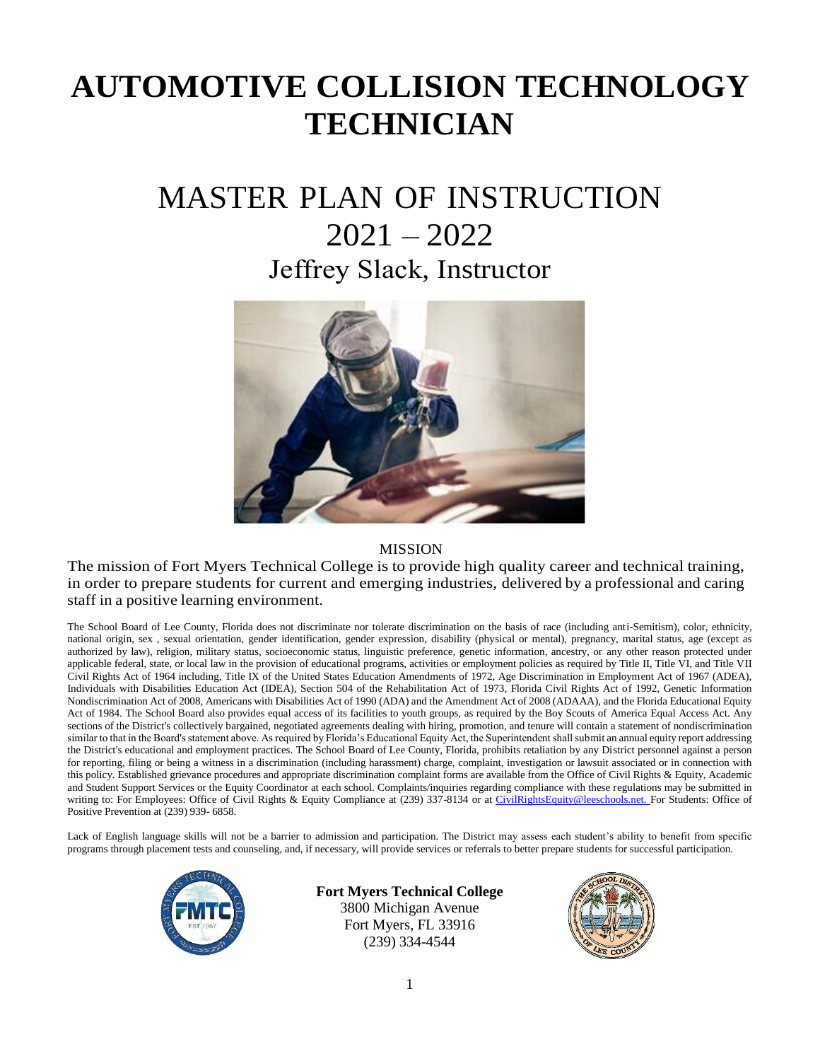# AUTOMOTIVE COLLISION TECHNOLOGY TECHNICIAN

## MASTER PLAN OF INSTRUCTION 2021 – 2022

### Jeffrey Slack, Instructor

MISSION

The mission of Fort Myers Technical College is to provide high quality career and technical training, in order to prepare students for current and emerging industries, delivered by a professional and caring staff in a positive learning environment.

The School Board of Lee County, Florida does not discriminate nor tolerate discrimination on the basis of race (including anti-Semitism), color, ethnicity, national origin, sex , sexual orientation, gender identification, gender expression, disability (physical or mental), pregnancy, marital status, age (except as authorized by law), religion, military status, socioeconomic status, linguistic preference, genetic information, ancestry, or any other reason protected under applicable federal, state, or local law in the provision of educational programs, activities or employment policies as required by Title II, Title VI, and Title VII Civil Rights Act of 1964 including, Title IX of the United States Education Amendments of 1972, Age Discrimination in Employment Act of 1967 (ADEA), Individuals with Disabilities Education Act (IDEA), Section 504 of the Rehabilitation Act of 1973, Florida Civil Rights Act of 1992, Genetic Information Nondiscrimination Act of 2008, Americans with Disabilities Act of 1990 (ADA) and the Amendment Act of 2008 (ADAAA), and the Florida Educational Equity Act of 1984. The School Board also provides equal access of its facilities to youth groups, as required by the Boy Scouts of America Equal Access Act. Any sections of the District's collectively bargained, negotiated agreements dealing with hiring, promotion, and tenure will contain a statement of nondiscrimination similar to that in the Board's statement above. As required by Florida's Educational Equity Act, the Superintendent shall submit an annual equity report addressing the District's educational and employment practices. The School Board of Lee County, Florida, prohibits retaliation by any District personnel against a person for reporting, filing or being a witness in a discrimination (including harassment) charge, complaint, investigation or lawsuit associated or in connection with this policy. Established grievance procedures and appropriate discrimination complaint forms are available from the Office of Civil Rights & Equity, Academic and Student Support Services or the Equity Coordinator at each school. Complaints/inquiries regarding compliance with these regulations may be submitted in writing to: For Employees: Office of Civil Rights & Equity Compliance at (239) 337-8134 or at CivilRightsEquity@leeschools.net. For Students: Office of Positive Prevention at (239) 939- 6858.

Lack of English language skills will not be a barrier to admission and participation. The District may assess each student's ability to benefit from specific programs through placement tests and counseling, and, if necessary, will provide services or referrals to better prepare students for successful participation.

**Fort Myers Technical College**
3800 Michigan Avenue
Fort Myers, FL 33916
(239) 334-4544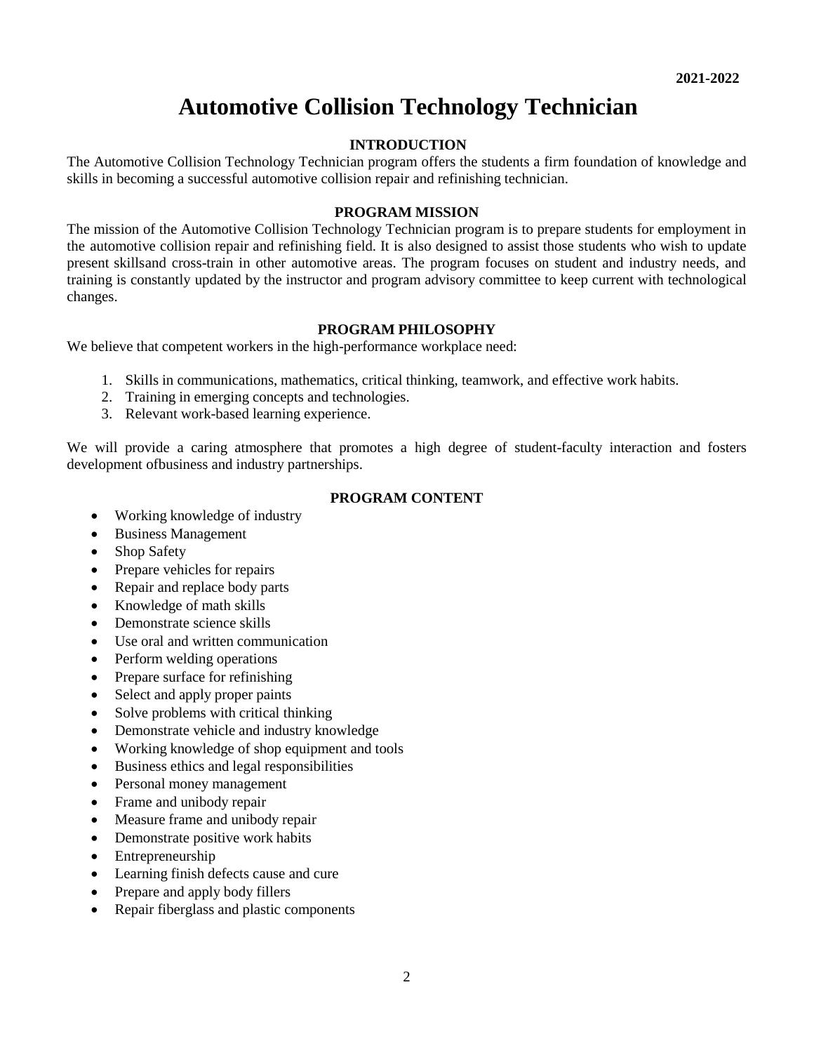2021-2022

# Automotive Collision Technology Technician

## INTRODUCTION

The Automotive Collision Technology Technician program offers the students a firm foundation of knowledge and skills in becoming a successful automotive collision repair and refinishing technician.

## PROGRAM MISSION

The mission of the Automotive Collision Technology Technician program is to prepare students for employment in the automotive collision repair and refinishing field. It is also designed to assist those students who wish to update present skillsand cross-train in other automotive areas. The program focuses on student and industry needs, and training is constantly updated by the instructor and program advisory committee to keep current with technological changes.

## PROGRAM PHILOSOPHY

We believe that competent workers in the high-performance workplace need:

1. Skills in communications, mathematics, critical thinking, teamwork, and effective work habits.
2. Training in emerging concepts and technologies.
3. Relevant work-based learning experience.

We will provide a caring atmosphere that promotes a high degree of student-faculty interaction and fosters development ofbusiness and industry partnerships.

## PROGRAM CONTENT

- Working knowledge of industry
- Business Management
- Shop Safety
- Prepare vehicles for repairs
- Repair and replace body parts
- Knowledge of math skills
- Demonstrate science skills
- Use oral and written communication
- Perform welding operations
- Prepare surface for refinishing
- Select and apply proper paints
- Solve problems with critical thinking
- Demonstrate vehicle and industry knowledge
- Working knowledge of shop equipment and tools
- Business ethics and legal responsibilities
- Personal money management
- Frame and unibody repair
- Measure frame and unibody repair
- Demonstrate positive work habits
- Entrepreneurship
- Learning finish defects cause and cure
- Prepare and apply body fillers
- Repair fiberglass and plastic components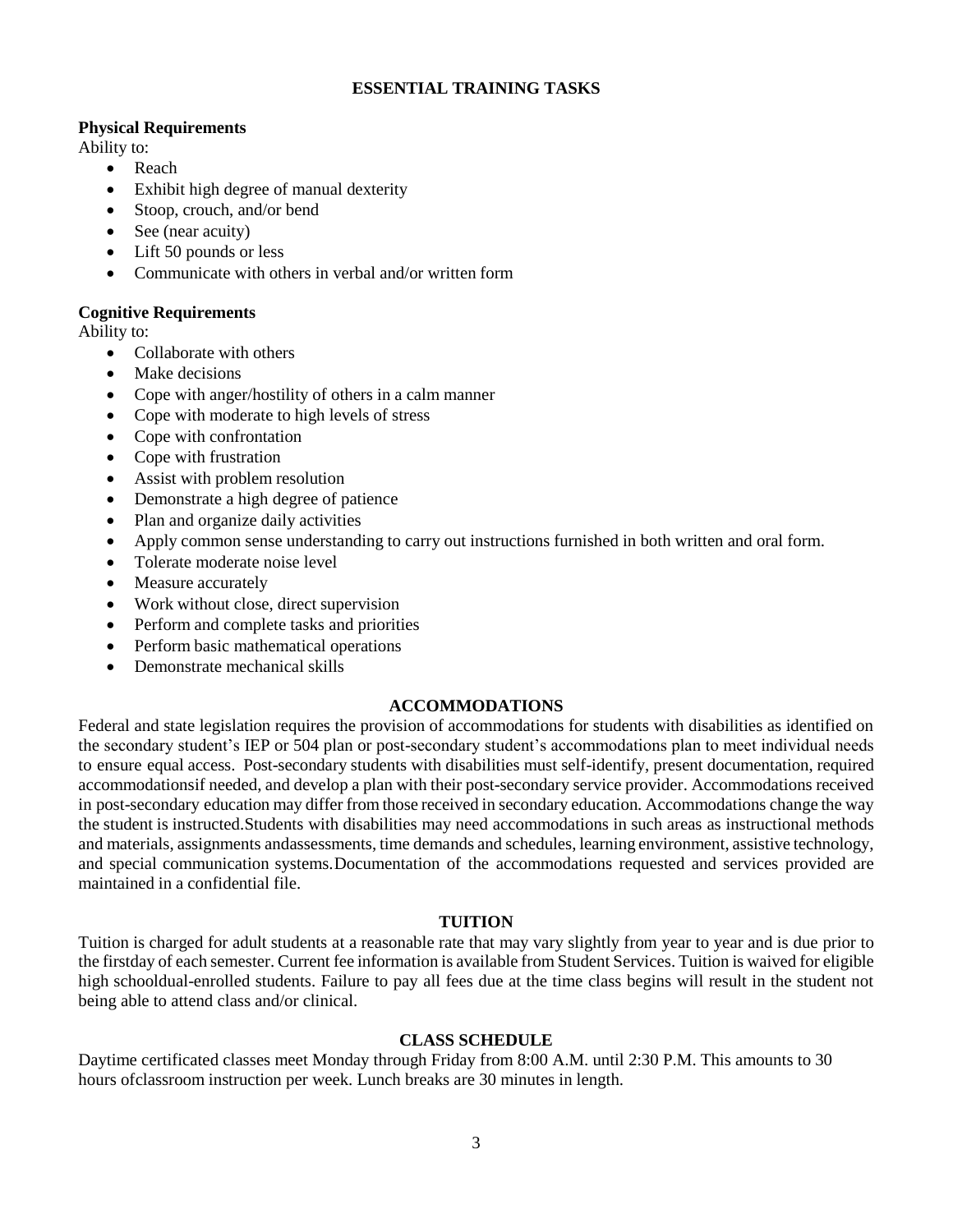## ESSENTIAL TRAINING TASKS

**Physical Requirements**

Ability to:

- Reach
- Exhibit high degree of manual dexterity
- Stoop, crouch, and/or bend
- See (near acuity)
- Lift 50 pounds or less
- Communicate with others in verbal and/or written form

**Cognitive Requirements**

Ability to:

- Collaborate with others
- Make decisions
- Cope with anger/hostility of others in a calm manner
- Cope with moderate to high levels of stress
- Cope with confrontation
- Cope with frustration
- Assist with problem resolution
- Demonstrate a high degree of patience
- Plan and organize daily activities
- Apply common sense understanding to carry out instructions furnished in both written and oral form.
- Tolerate moderate noise level
- Measure accurately
- Work without close, direct supervision
- Perform and complete tasks and priorities
- Perform basic mathematical operations
- Demonstrate mechanical skills

## ACCOMMODATIONS

Federal and state legislation requires the provision of accommodations for students with disabilities as identified on the secondary student's IEP or 504 plan or post-secondary student's accommodations plan to meet individual needs to ensure equal access. Post-secondary students with disabilities must self-identify, present documentation, required accommodationsif needed, and develop a plan with their post-secondary service provider. Accommodations received in post-secondary education may differ from those received in secondary education. Accommodations change the way the student is instructed.Students with disabilities may need accommodations in such areas as instructional methods and materials, assignments andassessments, time demands and schedules, learning environment, assistive technology, and special communication systems.Documentation of the accommodations requested and services provided are maintained in a confidential file.

## TUITION

Tuition is charged for adult students at a reasonable rate that may vary slightly from year to year and is due prior to the firstday of each semester. Current fee information is available from Student Services. Tuition is waived for eligible high schooldual-enrolled students. Failure to pay all fees due at the time class begins will result in the student not being able to attend class and/or clinical.

## CLASS SCHEDULE

Daytime certificated classes meet Monday through Friday from 8:00 A.M. until 2:30 P.M. This amounts to 30 hours ofclassroom instruction per week. Lunch breaks are 30 minutes in length.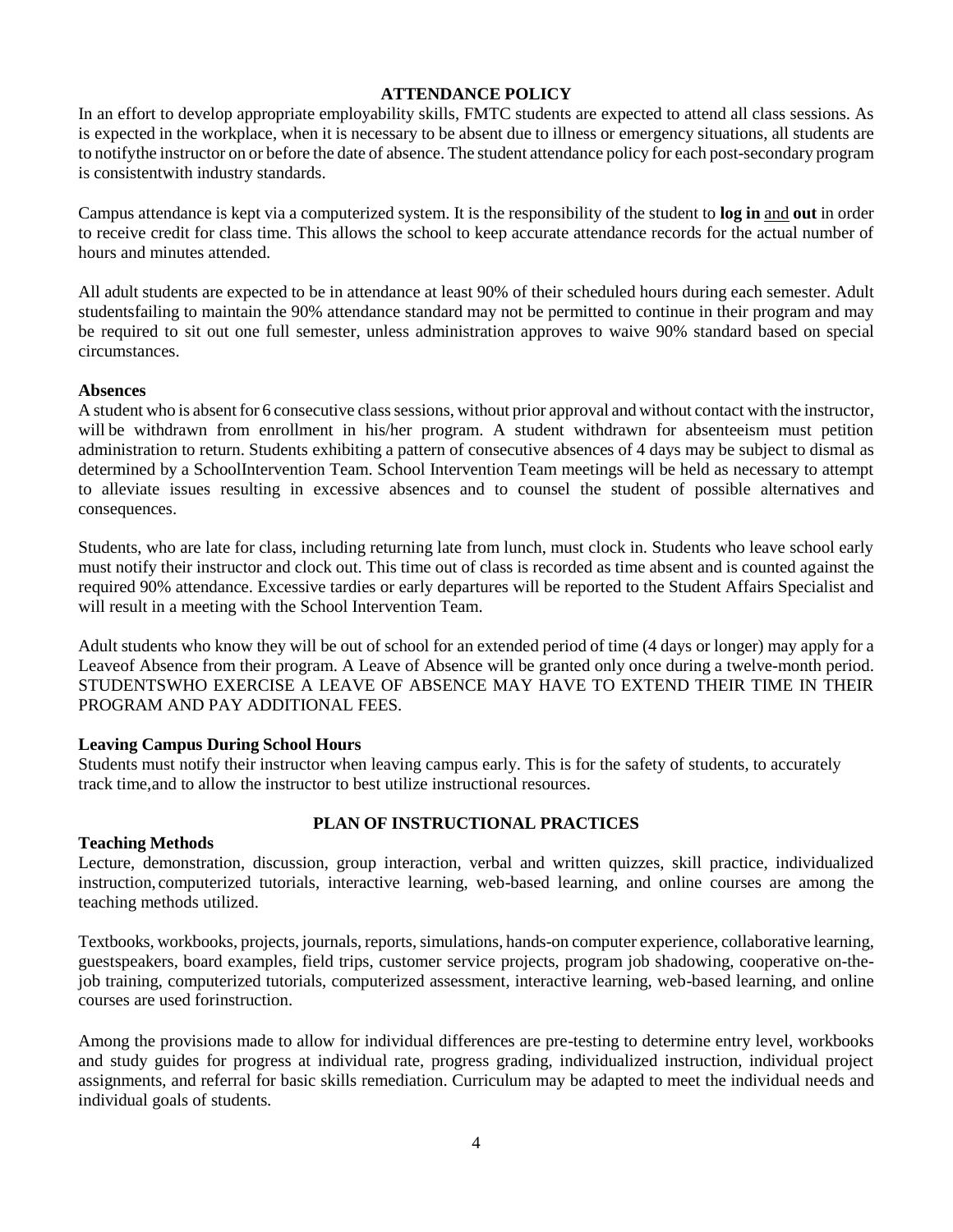## ATTENDANCE POLICY

In an effort to develop appropriate employability skills, FMTC students are expected to attend all class sessions. As is expected in the workplace, when it is necessary to be absent due to illness or emergency situations, all students are to notifythe instructor on or before the date of absence. The student attendance policy for each post-secondary program is consistentwith industry standards.

Campus attendance is kept via a computerized system. It is the responsibility of the student to **log in** and **out** in order to receive credit for class time. This allows the school to keep accurate attendance records for the actual number of hours and minutes attended.

All adult students are expected to be in attendance at least 90% of their scheduled hours during each semester. Adult studentsfailing to maintain the 90% attendance standard may not be permitted to continue in their program and may be required to sit out one full semester, unless administration approves to waive 90% standard based on special circumstances.

### Absences

A student who is absent for 6 consecutive class sessions, without prior approval and without contact with the instructor, will be withdrawn from enrollment in his/her program. A student withdrawn for absenteeism must petition administration to return. Students exhibiting a pattern of consecutive absences of 4 days may be subject to dismal as determined by a SchoolIntervention Team. School Intervention Team meetings will be held as necessary to attempt to alleviate issues resulting in excessive absences and to counsel the student of possible alternatives and consequences.

Students, who are late for class, including returning late from lunch, must clock in. Students who leave school early must notify their instructor and clock out. This time out of class is recorded as time absent and is counted against the required 90% attendance. Excessive tardies or early departures will be reported to the Student Affairs Specialist and will result in a meeting with the School Intervention Team.

Adult students who know they will be out of school for an extended period of time (4 days or longer) may apply for a Leaveof Absence from their program. A Leave of Absence will be granted only once during a twelve-month period. STUDENTSWHO EXERCISE A LEAVE OF ABSENCE MAY HAVE TO EXTEND THEIR TIME IN THEIR PROGRAM AND PAY ADDITIONAL FEES.

### Leaving Campus During School Hours

Students must notify their instructor when leaving campus early. This is for the safety of students, to accurately track time,and to allow the instructor to best utilize instructional resources.

## PLAN OF INSTRUCTIONAL PRACTICES

### Teaching Methods

Lecture, demonstration, discussion, group interaction, verbal and written quizzes, skill practice, individualized instruction, computerized tutorials, interactive learning, web-based learning, and online courses are among the teaching methods utilized.

Textbooks, workbooks, projects, journals, reports, simulations, hands-on computer experience, collaborative learning, guestspeakers, board examples, field trips, customer service projects, program job shadowing, cooperative on-the-job training, computerized tutorials, computerized assessment, interactive learning, web-based learning, and online courses are used forinstruction.

Among the provisions made to allow for individual differences are pre-testing to determine entry level, workbooks and study guides for progress at individual rate, progress grading, individualized instruction, individual project assignments, and referral for basic skills remediation. Curriculum may be adapted to meet the individual needs and individual goals of students.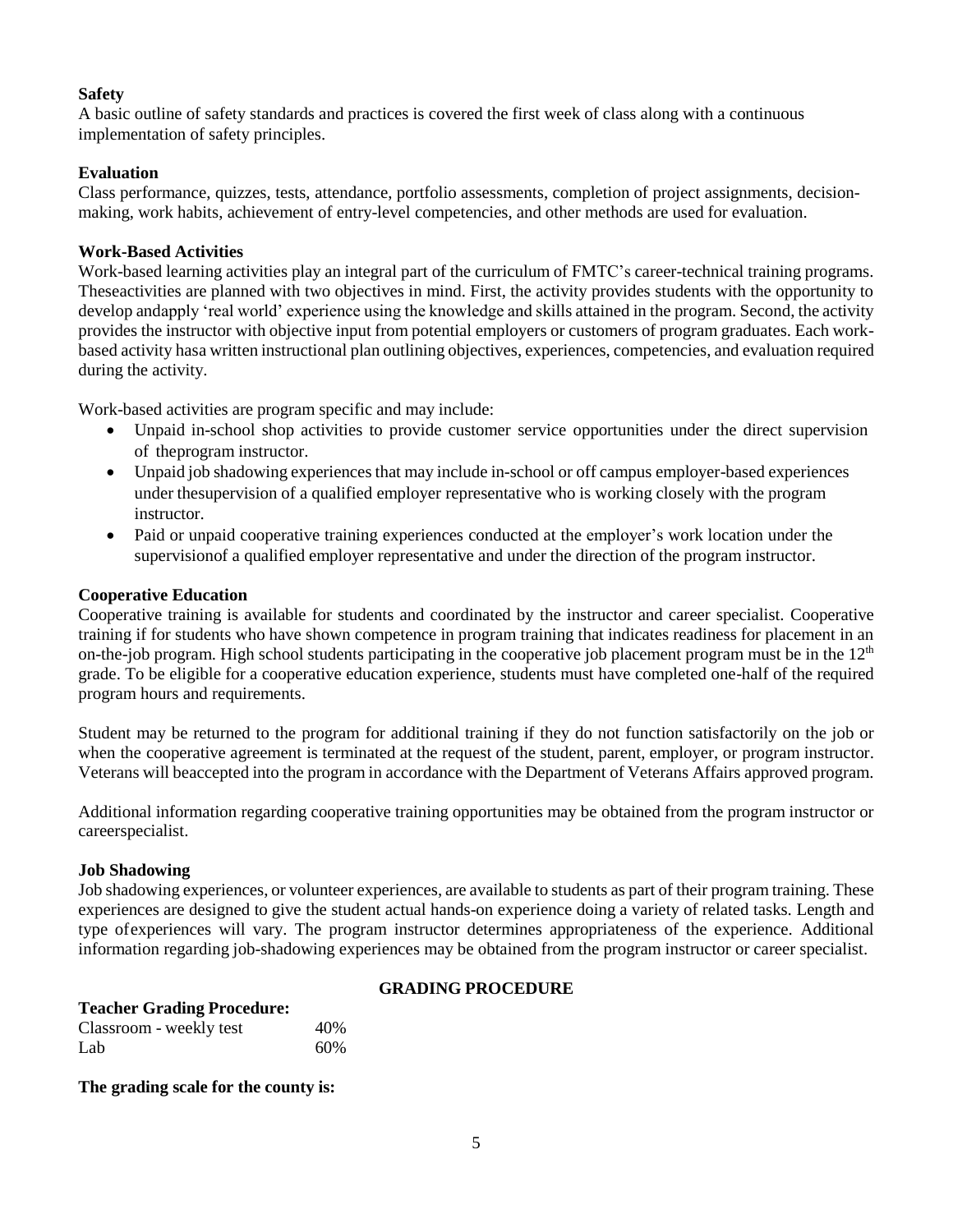**Safety**

A basic outline of safety standards and practices is covered the first week of class along with a continuous implementation of safety principles.

**Evaluation**

Class performance, quizzes, tests, attendance, portfolio assessments, completion of project assignments, decision-making, work habits, achievement of entry-level competencies, and other methods are used for evaluation.

**Work-Based Activities**

Work-based learning activities play an integral part of the curriculum of FMTC's career-technical training programs. Theseactivities are planned with two objectives in mind. First, the activity provides students with the opportunity to develop andapply 'real world' experience using the knowledge and skills attained in the program. Second, the activity provides the instructor with objective input from potential employers or customers of program graduates. Each work-based activity hasa written instructional plan outlining objectives, experiences, competencies, and evaluation required during the activity.

Work-based activities are program specific and may include:

- Unpaid in-school shop activities to provide customer service opportunities under the direct supervision of theprogram instructor.
- Unpaid job shadowing experiences that may include in-school or off campus employer-based experiences under thesupervision of a qualified employer representative who is working closely with the program instructor.
- Paid or unpaid cooperative training experiences conducted at the employer's work location under the supervisionof a qualified employer representative and under the direction of the program instructor.

**Cooperative Education**

Cooperative training is available for students and coordinated by the instructor and career specialist. Cooperative training if for students who have shown competence in program training that indicates readiness for placement in an on-the-job program. High school students participating in the cooperative job placement program must be in the 12th grade. To be eligible for a cooperative education experience, students must have completed one-half of the required program hours and requirements.

Student may be returned to the program for additional training if they do not function satisfactorily on the job or when the cooperative agreement is terminated at the request of the student, parent, employer, or program instructor. Veterans will beaccepted into the program in accordance with the Department of Veterans Affairs approved program.

Additional information regarding cooperative training opportunities may be obtained from the program instructor or careerspecialist.

**Job Shadowing**

Job shadowing experiences, or volunteer experiences, are available to students as part of their program training. These experiences are designed to give the student actual hands-on experience doing a variety of related tasks. Length and type ofexperiences will vary. The program instructor determines appropriateness of the experience. Additional information regarding job-shadowing experiences may be obtained from the program instructor or career specialist.

**GRADING PROCEDURE**

**Teacher Grading Procedure:**

| | |
|---|---|
| Classroom - weekly test | 40% |
| Lab | 60% |

**The grading scale for the county is:**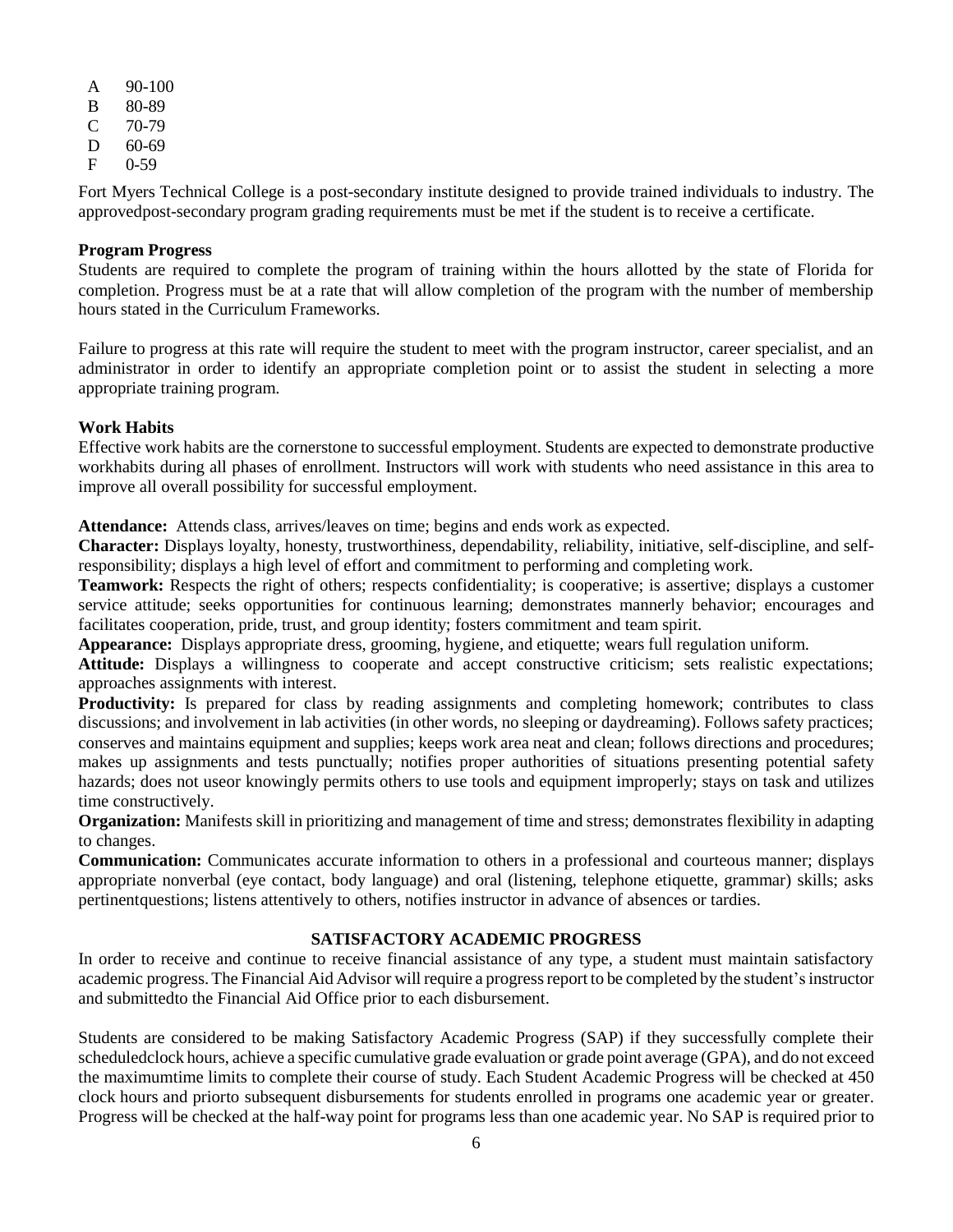| | |
|---|---|
| A | 90-100 |
| B | 80-89 |
| C | 70-79 |
| D | 60-69 |
| F | 0-59 |

Fort Myers Technical College is a post-secondary institute designed to provide trained individuals to industry. The approvedpost-secondary program grading requirements must be met if the student is to receive a certificate.

**Program Progress**

Students are required to complete the program of training within the hours allotted by the state of Florida for completion. Progress must be at a rate that will allow completion of the program with the number of membership hours stated in the Curriculum Frameworks.

Failure to progress at this rate will require the student to meet with the program instructor, career specialist, and an administrator in order to identify an appropriate completion point or to assist the student in selecting a more appropriate training program.

**Work Habits**

Effective work habits are the cornerstone to successful employment. Students are expected to demonstrate productive workhabits during all phases of enrollment. Instructors will work with students who need assistance in this area to improve all overall possibility for successful employment.

**Attendance:** Attends class, arrives/leaves on time; begins and ends work as expected.

**Character:** Displays loyalty, honesty, trustworthiness, dependability, reliability, initiative, self-discipline, and self-responsibility; displays a high level of effort and commitment to performing and completing work.

**Teamwork:** Respects the right of others; respects confidentiality; is cooperative; is assertive; displays a customer service attitude; seeks opportunities for continuous learning; demonstrates mannerly behavior; encourages and facilitates cooperation, pride, trust, and group identity; fosters commitment and team spirit.

**Appearance:** Displays appropriate dress, grooming, hygiene, and etiquette; wears full regulation uniform.

**Attitude:** Displays a willingness to cooperate and accept constructive criticism; sets realistic expectations; approaches assignments with interest.

**Productivity:** Is prepared for class by reading assignments and completing homework; contributes to class discussions; and involvement in lab activities (in other words, no sleeping or daydreaming). Follows safety practices; conserves and maintains equipment and supplies; keeps work area neat and clean; follows directions and procedures; makes up assignments and tests punctually; notifies proper authorities of situations presenting potential safety hazards; does not useor knowingly permits others to use tools and equipment improperly; stays on task and utilizes time constructively.

**Organization:** Manifests skill in prioritizing and management of time and stress; demonstrates flexibility in adapting to changes.

**Communication:** Communicates accurate information to others in a professional and courteous manner; displays appropriate nonverbal (eye contact, body language) and oral (listening, telephone etiquette, grammar) skills; asks pertinentquestions; listens attentively to others, notifies instructor in advance of absences or tardies.

## SATISFACTORY ACADEMIC PROGRESS

In order to receive and continue to receive financial assistance of any type, a student must maintain satisfactory academic progress. The Financial Aid Advisor will require a progress report to be completed by the student's instructor and submittedto the Financial Aid Office prior to each disbursement.

Students are considered to be making Satisfactory Academic Progress (SAP) if they successfully complete their scheduledclock hours, achieve a specific cumulative grade evaluation or grade point average (GPA), and do not exceed the maximumtime limits to complete their course of study. Each Student Academic Progress will be checked at 450 clock hours and priorto subsequent disbursements for students enrolled in programs one academic year or greater. Progress will be checked at the half-way point for programs less than one academic year. No SAP is required prior to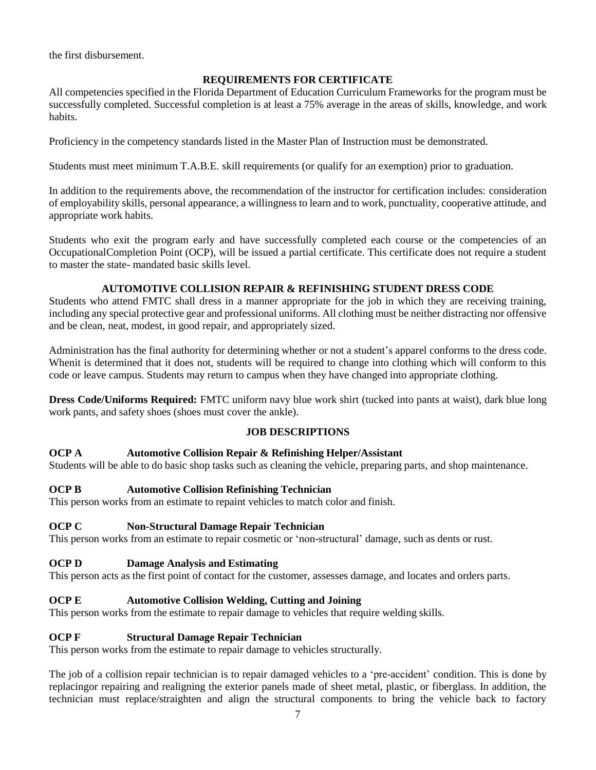the first disbursement.

## REQUIREMENTS FOR CERTIFICATE

All competencies specified in the Florida Department of Education Curriculum Frameworks for the program must be successfully completed. Successful completion is at least a 75% average in the areas of skills, knowledge, and work habits.

Proficiency in the competency standards listed in the Master Plan of Instruction must be demonstrated.

Students must meet minimum T.A.B.E. skill requirements (or qualify for an exemption) prior to graduation.

In addition to the requirements above, the recommendation of the instructor for certification includes: consideration of employability skills, personal appearance, a willingness to learn and to work, punctuality, cooperative attitude, and appropriate work habits.

Students who exit the program early and have successfully completed each course or the competencies of an OccupationalCompletion Point (OCP), will be issued a partial certificate. This certificate does not require a student to master the state- mandated basic skills level.

## AUTOMOTIVE COLLISION REPAIR & REFINISHING STUDENT DRESS CODE

Students who attend FMTC shall dress in a manner appropriate for the job in which they are receiving training, including any special protective gear and professional uniforms. All clothing must be neither distracting nor offensive and be clean, neat, modest, in good repair, and appropriately sized.

Administration has the final authority for determining whether or not a student's apparel conforms to the dress code. Whenit is determined that it does not, students will be required to change into clothing which will conform to this code or leave campus. Students may return to campus when they have changed into appropriate clothing.

**Dress Code/Uniforms Required:** FMTC uniform navy blue work shirt (tucked into pants at waist), dark blue long work pants, and safety shoes (shoes must cover the ankle).

## JOB DESCRIPTIONS

**OCP A Automotive Collision Repair & Refinishing Helper/Assistant**

Students will be able to do basic shop tasks such as cleaning the vehicle, preparing parts, and shop maintenance.

**OCP B Automotive Collision Refinishing Technician**

This person works from an estimate to repaint vehicles to match color and finish.

**OCP C Non-Structural Damage Repair Technician**

This person works from an estimate to repair cosmetic or 'non-structural' damage, such as dents or rust.

**OCP D Damage Analysis and Estimating**

This person acts as the first point of contact for the customer, assesses damage, and locates and orders parts.

**OCP E Automotive Collision Welding, Cutting and Joining**

This person works from the estimate to repair damage to vehicles that require welding skills.

**OCP F Structural Damage Repair Technician**

This person works from the estimate to repair damage to vehicles structurally.

The job of a collision repair technician is to repair damaged vehicles to a 'pre-accident' condition. This is done by replacingor repairing and realigning the exterior panels made of sheet metal, plastic, or fiberglass. In addition, the technician must replace/straighten and align the structural components to bring the vehicle back to factory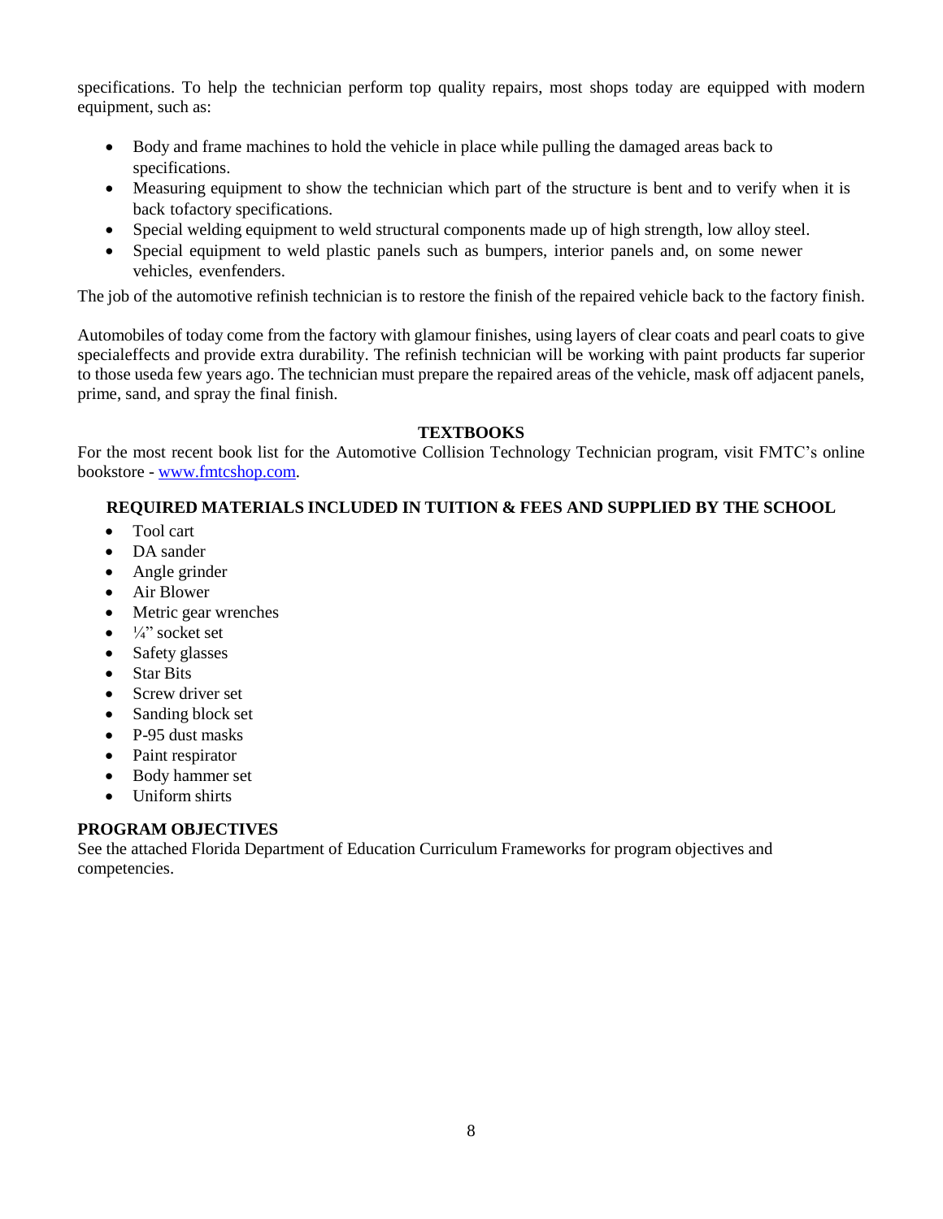specifications. To help the technician perform top quality repairs, most shops today are equipped with modern equipment, such as:

- Body and frame machines to hold the vehicle in place while pulling the damaged areas back to specifications.
- Measuring equipment to show the technician which part of the structure is bent and to verify when it is back tofactory specifications.
- Special welding equipment to weld structural components made up of high strength, low alloy steel.
- Special equipment to weld plastic panels such as bumpers, interior panels and, on some newer vehicles, evenfenders.

The job of the automotive refinish technician is to restore the finish of the repaired vehicle back to the factory finish.

Automobiles of today come from the factory with glamour finishes, using layers of clear coats and pearl coats to give specialeffects and provide extra durability. The refinish technician will be working with paint products far superior to those useda few years ago. The technician must prepare the repaired areas of the vehicle, mask off adjacent panels, prime, sand, and spray the final finish.

## TEXTBOOKS

For the most recent book list for the Automotive Collision Technology Technician program, visit FMTC's online bookstore - www.fmtcshop.com.

### REQUIRED MATERIALS INCLUDED IN TUITION & FEES AND SUPPLIED BY THE SCHOOL

- Tool cart
- DA sander
- Angle grinder
- Air Blower
- Metric gear wrenches
- ¼" socket set
- Safety glasses
- Star Bits
- Screw driver set
- Sanding block set
- P-95 dust masks
- Paint respirator
- Body hammer set
- Uniform shirts

## PROGRAM OBJECTIVES

See the attached Florida Department of Education Curriculum Frameworks for program objectives and competencies.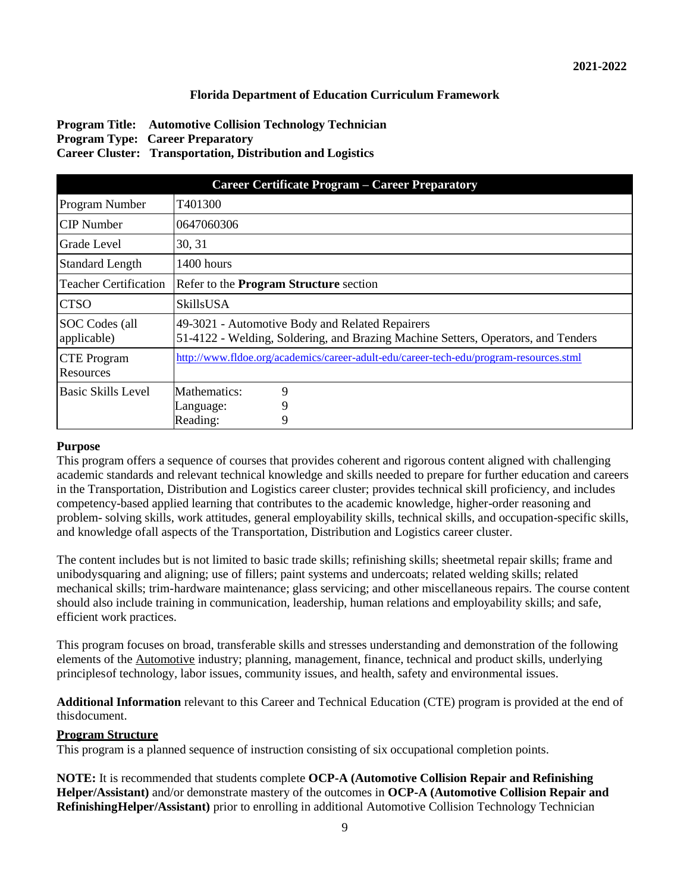**2021-2022**

**Florida Department of Education Curriculum Framework**

**Program Title: Automotive Collision Technology Technician**
**Program Type: Career Preparatory**
**Career Cluster: Transportation, Distribution and Logistics**

| **Career Certificate Program – Career Preparatory** | |
|---|---|
| Program Number | T401300 |
| CIP Number | 0647060306 |
| Grade Level | 30, 31 |
| Standard Length | 1400 hours |
| Teacher Certification | Refer to the **Program Structure** section |
| CTSO | SkillsUSA |
| SOC Codes (all applicable) | 49-3021 - Automotive Body and Related Repairers<br>51-4122 - Welding, Soldering, and Brazing Machine Setters, Operators, and Tenders |
| CTE Program Resources | http://www.fldoe.org/academics/career-adult-edu/career-tech-edu/program-resources.stml |
| Basic Skills Level | Mathematics: 9<br>Language: 9<br>Reading: 9 |

**Purpose**

This program offers a sequence of courses that provides coherent and rigorous content aligned with challenging academic standards and relevant technical knowledge and skills needed to prepare for further education and careers in the Transportation, Distribution and Logistics career cluster; provides technical skill proficiency, and includes competency-based applied learning that contributes to the academic knowledge, higher-order reasoning and problem- solving skills, work attitudes, general employability skills, technical skills, and occupation-specific skills, and knowledge ofall aspects of the Transportation, Distribution and Logistics career cluster.

The content includes but is not limited to basic trade skills; refinishing skills; sheetmetal repair skills; frame and unibodysquaring and aligning; use of fillers; paint systems and undercoats; related welding skills; related mechanical skills; trim-hardware maintenance; glass servicing; and other miscellaneous repairs. The course content should also include training in communication, leadership, human relations and employability skills; and safe, efficient work practices.

This program focuses on broad, transferable skills and stresses understanding and demonstration of the following elements of the Automotive industry; planning, management, finance, technical and product skills, underlying principlesof technology, labor issues, community issues, and health, safety and environmental issues.

**Additional Information** relevant to this Career and Technical Education (CTE) program is provided at the end of thisdocument.

**Program Structure**

This program is a planned sequence of instruction consisting of six occupational completion points.

**NOTE:** It is recommended that students complete **OCP-A (Automotive Collision Repair and Refinishing Helper/Assistant)** and/or demonstrate mastery of the outcomes in **OCP-A (Automotive Collision Repair and RefinishingHelper/Assistant)** prior to enrolling in additional Automotive Collision Technology Technician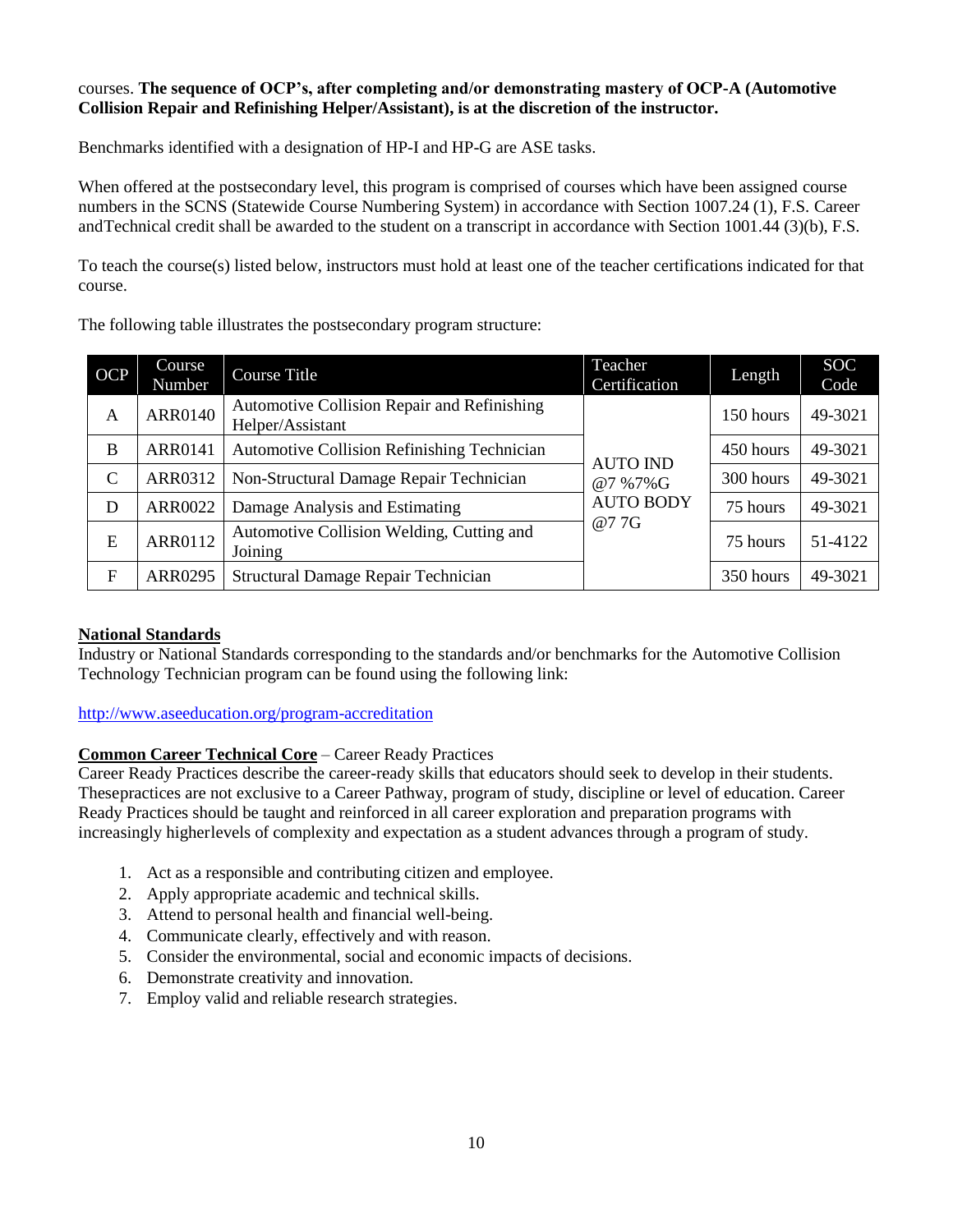courses. **The sequence of OCP's, after completing and/or demonstrating mastery of OCP-A (Automotive Collision Repair and Refinishing Helper/Assistant), is at the discretion of the instructor.**

Benchmarks identified with a designation of HP-I and HP-G are ASE tasks.

When offered at the postsecondary level, this program is comprised of courses which have been assigned course numbers in the SCNS (Statewide Course Numbering System) in accordance with Section 1007.24 (1), F.S. Career andTechnical credit shall be awarded to the student on a transcript in accordance with Section 1001.44 (3)(b), F.S.

To teach the course(s) listed below, instructors must hold at least one of the teacher certifications indicated for that course.

The following table illustrates the postsecondary program structure:

| OCP | Course Number | Course Title | Teacher Certification | Length | SOC Code |
|---|---|---|---|---|---|
| A | ARR0140 | Automotive Collision Repair and Refinishing Helper/Assistant | AUTO IND @7 %7%G AUTO BODY @7 7G | 150 hours | 49-3021 |
| B | ARR0141 | Automotive Collision Refinishing Technician | | 450 hours | 49-3021 |
| C | ARR0312 | Non-Structural Damage Repair Technician | | 300 hours | 49-3021 |
| D | ARR0022 | Damage Analysis and Estimating | | 75 hours | 49-3021 |
| E | ARR0112 | Automotive Collision Welding, Cutting and Joining | | 75 hours | 51-4122 |
| F | ARR0295 | Structural Damage Repair Technician | | 350 hours | 49-3021 |

**National Standards**

Industry or National Standards corresponding to the standards and/or benchmarks for the Automotive Collision Technology Technician program can be found using the following link:

http://www.aseeducation.org/program-accreditation

**Common Career Technical Core** – Career Ready Practices

Career Ready Practices describe the career-ready skills that educators should seek to develop in their students. Thesepractices are not exclusive to a Career Pathway, program of study, discipline or level of education. Career Ready Practices should be taught and reinforced in all career exploration and preparation programs with increasingly higherlevels of complexity and expectation as a student advances through a program of study.

1. Act as a responsible and contributing citizen and employee.
2. Apply appropriate academic and technical skills.
3. Attend to personal health and financial well-being.
4. Communicate clearly, effectively and with reason.
5. Consider the environmental, social and economic impacts of decisions.
6. Demonstrate creativity and innovation.
7. Employ valid and reliable research strategies.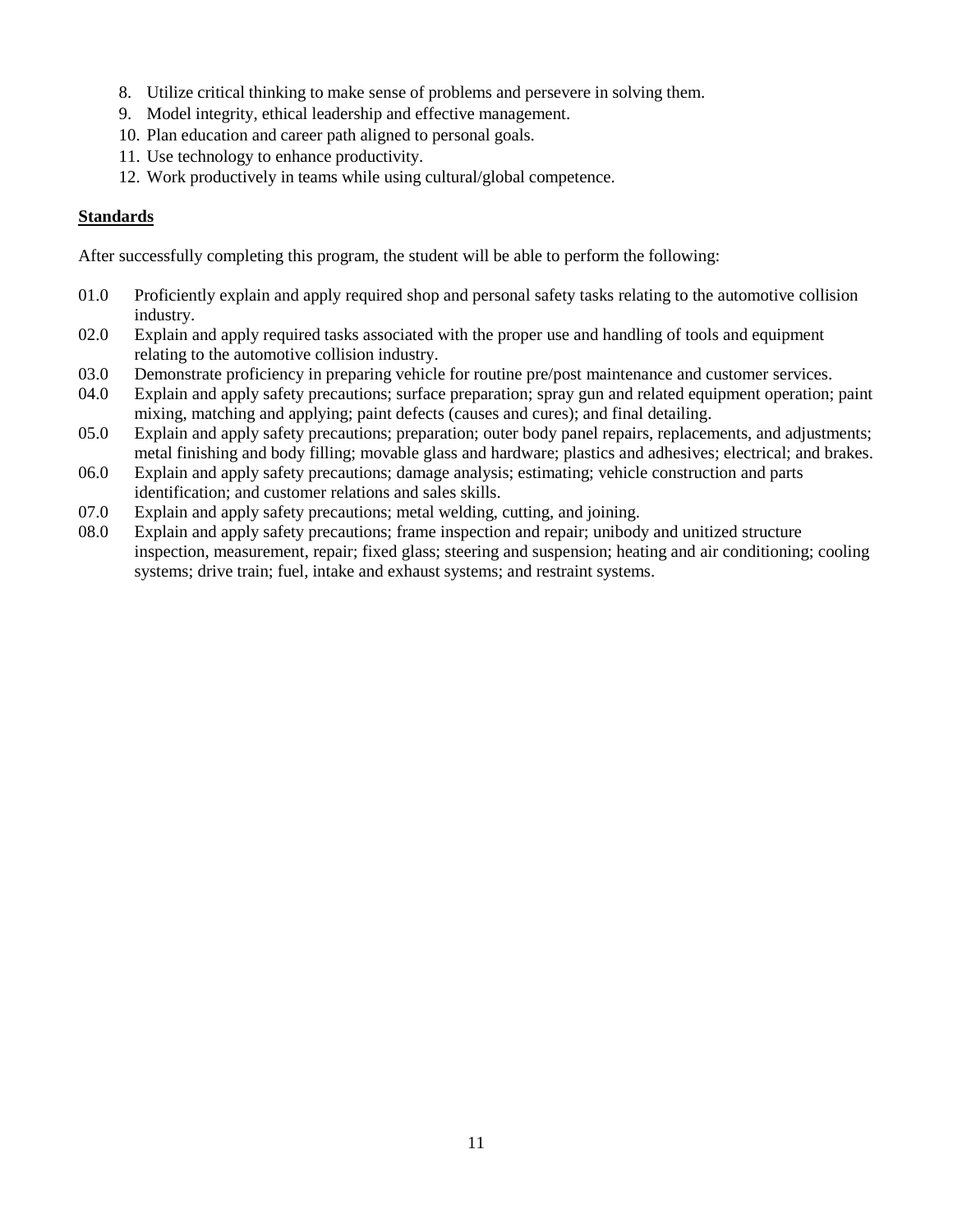8. Utilize critical thinking to make sense of problems and persevere in solving them.
9. Model integrity, ethical leadership and effective management.
10. Plan education and career path aligned to personal goals.
11. Use technology to enhance productivity.
12. Work productively in teams while using cultural/global competence.

**Standards**

After successfully completing this program, the student will be able to perform the following:

01.0 Proficiently explain and apply required shop and personal safety tasks relating to the automotive collision industry.
02.0 Explain and apply required tasks associated with the proper use and handling of tools and equipment relating to the automotive collision industry.
03.0 Demonstrate proficiency in preparing vehicle for routine pre/post maintenance and customer services.
04.0 Explain and apply safety precautions; surface preparation; spray gun and related equipment operation; paint mixing, matching and applying; paint defects (causes and cures); and final detailing.
05.0 Explain and apply safety precautions; preparation; outer body panel repairs, replacements, and adjustments; metal finishing and body filling; movable glass and hardware; plastics and adhesives; electrical; and brakes.
06.0 Explain and apply safety precautions; damage analysis; estimating; vehicle construction and parts identification; and customer relations and sales skills.
07.0 Explain and apply safety precautions; metal welding, cutting, and joining.
08.0 Explain and apply safety precautions; frame inspection and repair; unibody and unitized structure inspection, measurement, repair; fixed glass; steering and suspension; heating and air conditioning; cooling systems; drive train; fuel, intake and exhaust systems; and restraint systems.